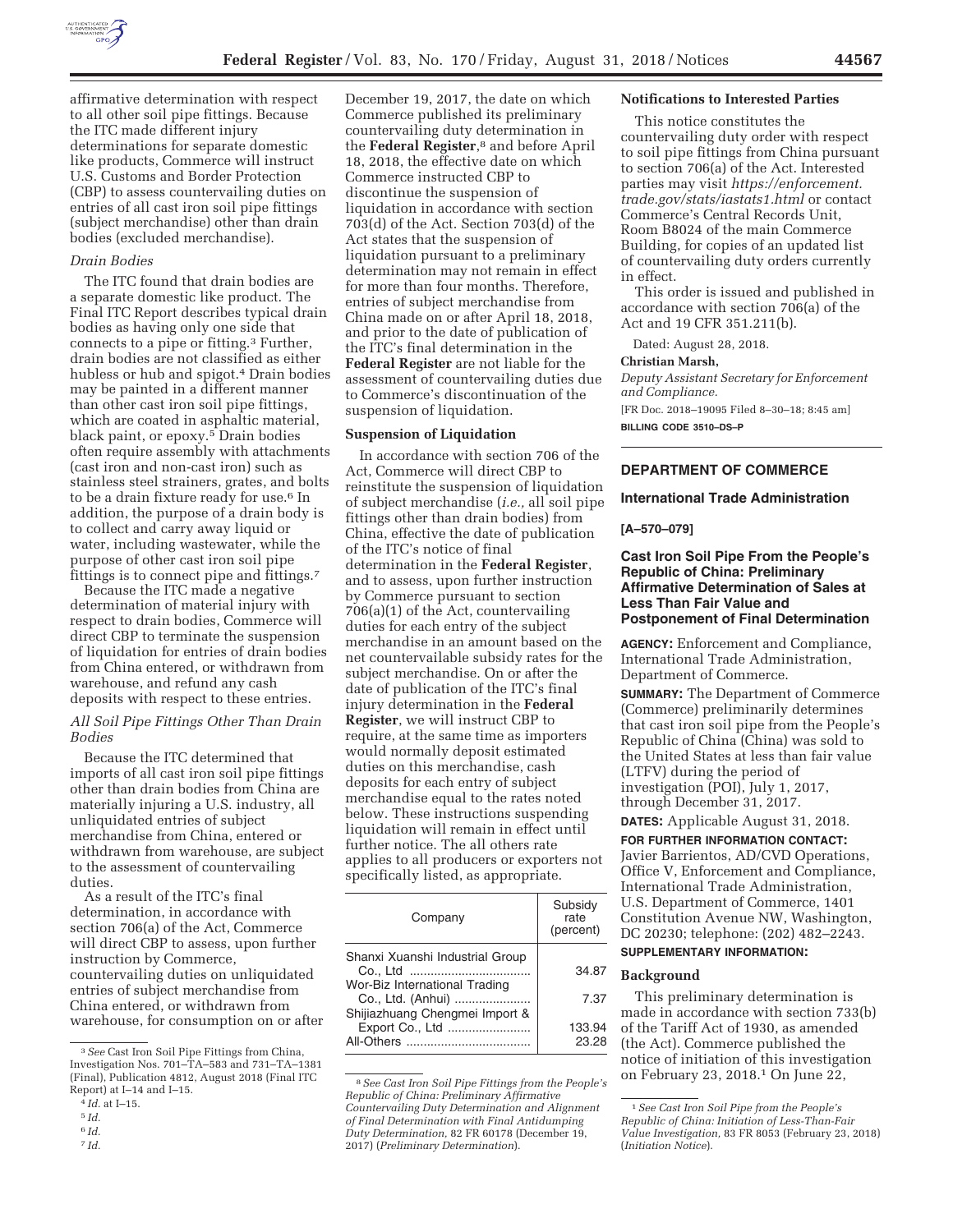affirmative determination with respect to all other soil pipe fittings. Because the ITC made different injury determinations for separate domestic like products, Commerce will instruct U.S. Customs and Border Protection (CBP) to assess countervailing duties on entries of all cast iron soil pipe fittings (subject merchandise) other than drain bodies (excluded merchandise).

*Drain Bodies*

The ITC found that drain bodies are a separate domestic like product. The Final ITC Report describes typical drain bodies as having only one side that connects to a pipe or fitting.[3] Further, drain bodies are not classified as either hubless or hub and spigot.[4] Drain bodies may be painted in a different manner than other cast iron soil pipe fittings, which are coated in asphaltic material, black paint, or epoxy.[5] Drain bodies often require assembly with attachments (cast iron and non-cast iron) such as stainless steel strainers, grates, and bolts to be a drain fixture ready for use.[6] In addition, the purpose of a drain body is to collect and carry away liquid or water, including wastewater, while the purpose of other cast iron soil pipe fittings is to connect pipe and fittings.[7]

Because the ITC made a negative determination of material injury with respect to drain bodies, Commerce will direct CBP to terminate the suspension of liquidation for entries of drain bodies from China entered, or withdrawn from warehouse, and refund any cash deposits with respect to these entries.

*All Soil Pipe Fittings Other Than Drain Bodies*

Because the ITC determined that imports of all cast iron soil pipe fittings other than drain bodies from China are materially injuring a U.S. industry, all unliquidated entries of subject merchandise from China, entered or withdrawn from warehouse, are subject to the assessment of countervailing duties.

As a result of the ITC's final determination, in accordance with section 706(a) of the Act, Commerce will direct CBP to assess, upon further instruction by Commerce, countervailing duties on unliquidated entries of subject merchandise from China entered, or withdrawn from warehouse, for consumption on or after December 19, 2017, the date on which Commerce published its preliminary countervailing duty determination in the **Federal Register**,[8] and before April 18, 2018, the effective date on which Commerce instructed CBP to discontinue the suspension of liquidation in accordance with section 703(d) of the Act. Section 703(d) of the Act states that the suspension of liquidation pursuant to a preliminary determination may not remain in effect for more than four months. Therefore, entries of subject merchandise from China made on or after April 18, 2018, and prior to the date of publication of the ITC's final determination in the **Federal Register** are not liable for the assessment of countervailing duties due to Commerce's discontinuation of the suspension of liquidation.

**Suspension of Liquidation**

In accordance with section 706 of the Act, Commerce will direct CBP to reinstitute the suspension of liquidation of subject merchandise (*i.e.*, all soil pipe fittings other than drain bodies) from China, effective the date of publication of the ITC's notice of final determination in the **Federal Register**, and to assess, upon further instruction by Commerce pursuant to section 706(a)(1) of the Act, countervailing duties for each entry of the subject merchandise in an amount based on the net countervailable subsidy rates for the subject merchandise. On or after the date of publication of the ITC's final injury determination in the **Federal Register**, we will instruct CBP to require, at the same time as importers would normally deposit estimated duties on this merchandise, cash deposits for each entry of subject merchandise equal to the rates noted below. These instructions suspending liquidation will remain in effect until further notice. The all others rate applies to all producers or exporters not specifically listed, as appropriate.

| Company | Subsidy rate (percent) |
|---|---|
| Shanxi Xuanshi Industrial Group Co., Ltd | 34.87 |
| Wor-Biz International Trading Co., Ltd. (Anhui) | 7.37 |
| Shijiazhuang Chengmei Import & Export Co., Ltd | 133.94 |
| All-Others | 23.28 |

**Notifications to Interested Parties**

This notice constitutes the countervailing duty order with respect to soil pipe fittings from China pursuant to section 706(a) of the Act. Interested parties may visit *https://enforcement.trade.gov/stats/iastats1.html* or contact Commerce's Central Records Unit, Room B8024 of the main Commerce Building, for copies of an updated list of countervailing duty orders currently in effect.

This order is issued and published in accordance with section 706(a) of the Act and 19 CFR 351.211(b).

Dated: August 28, 2018.

**Christian Marsh,**

*Deputy Assistant Secretary for Enforcement and Compliance.*

[FR Doc. 2018–19095 Filed 8–30–18; 8:45 am]

**BILLING CODE 3510–DS–P**

---

**DEPARTMENT OF COMMERCE**

**International Trade Administration**

**[A–570–079]**

## Cast Iron Soil Pipe From the People's Republic of China: Preliminary Affirmative Determination of Sales at Less Than Fair Value and Postponement of Final Determination

**AGENCY:** Enforcement and Compliance, International Trade Administration, Department of Commerce.

**SUMMARY:** The Department of Commerce (Commerce) preliminarily determines that cast iron soil pipe from the People's Republic of China (China) was sold to the United States at less than fair value (LTFV) during the period of investigation (POI), July 1, 2017, through December 31, 2017.

**DATES:** Applicable August 31, 2018.

**FOR FURTHER INFORMATION CONTACT:** Javier Barrientos, AD/CVD Operations, Office V, Enforcement and Compliance, International Trade Administration, U.S. Department of Commerce, 1401 Constitution Avenue NW, Washington, DC 20230; telephone: (202) 482–2243.

**SUPPLEMENTARY INFORMATION:**

**Background**

This preliminary determination is made in accordance with section 733(b) of the Tariff Act of 1930, as amended (the Act). Commerce published the notice of initiation of this investigation on February 23, 2018.[1] On June 22,

---

[3] *See* Cast Iron Soil Pipe Fittings from China, Investigation Nos. 701–TA–583 and 731–TA–1381 (Final), Publication 4812, August 2018 (Final ITC Report) at I–14 and I–15.

[4] *Id.* at I–15.

[5] *Id.*

[6] *Id.*

[7] *Id.*

[8] *See Cast Iron Soil Pipe Fittings from the People's Republic of China: Preliminary Affirmative Countervailing Duty Determination and Alignment of Final Determination with Final Antidumping Duty Determination,* 82 FR 60178 (December 19, 2017) (*Preliminary Determination*).

[1] *See Cast Iron Soil Pipe from the People's Republic of China: Initiation of Less-Than-Fair Value Investigation,* 83 FR 8053 (February 23, 2018) (*Initiation Notice*).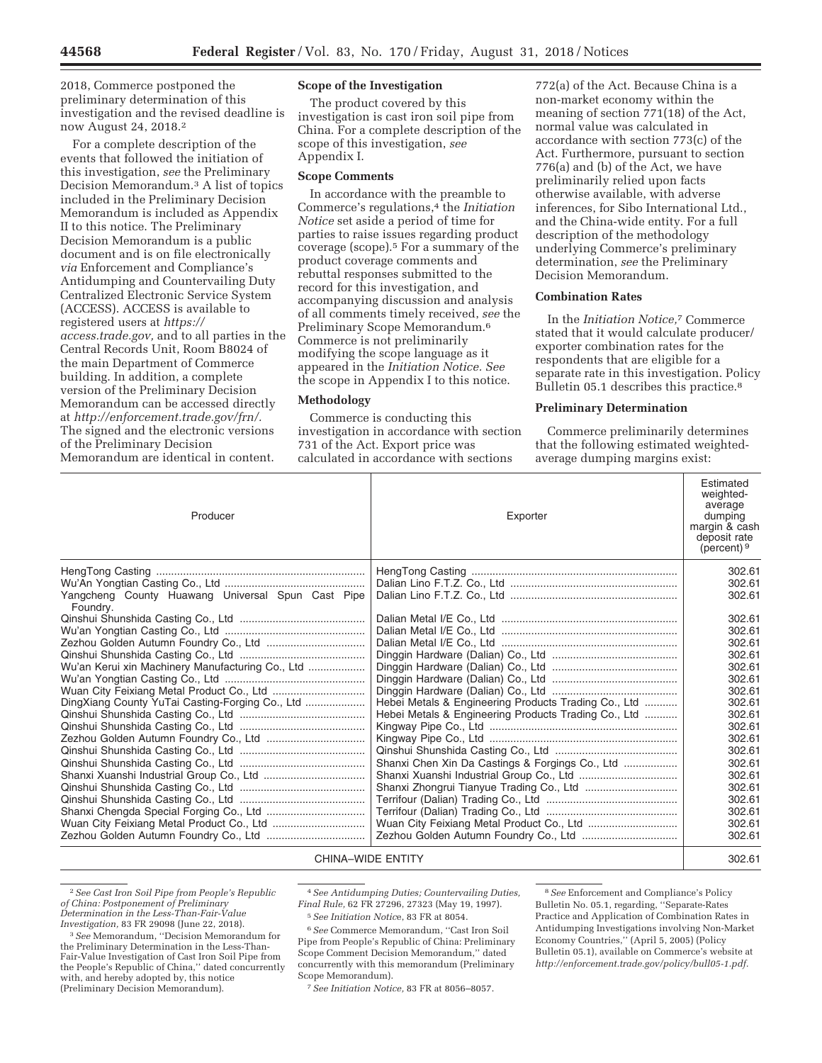2018, Commerce postponed the preliminary determination of this investigation and the revised deadline is now August 24, 2018.[2]

For a complete description of the events that followed the initiation of this investigation, *see* the Preliminary Decision Memorandum.[3] A list of topics included in the Preliminary Decision Memorandum is included as Appendix II to this notice. The Preliminary Decision Memorandum is a public document and is on file electronically *via* Enforcement and Compliance's Antidumping and Countervailing Duty Centralized Electronic Service System (ACCESS). ACCESS is available to registered users at *https://access.trade.gov,* and to all parties in the Central Records Unit, Room B8024 of the main Department of Commerce building. In addition, a complete version of the Preliminary Decision Memorandum can be accessed directly at *http://enforcement.trade.gov/frn/.* The signed and the electronic versions of the Preliminary Decision Memorandum are identical in content.

**Scope of the Investigation**

The product covered by this investigation is cast iron soil pipe from China. For a complete description of the scope of this investigation, *see* Appendix I.

**Scope Comments**

In accordance with the preamble to Commerce's regulations,[4] the *Initiation Notice* set aside a period of time for parties to raise issues regarding product coverage (scope).[5] For a summary of the product coverage comments and rebuttal responses submitted to the record for this investigation, and accompanying discussion and analysis of all comments timely received, *see* the Preliminary Scope Memorandum.[6] Commerce is not preliminarily modifying the scope language as it appeared in the *Initiation Notice. See* the scope in Appendix I to this notice.

**Methodology**

Commerce is conducting this investigation in accordance with section 731 of the Act. Export price was calculated in accordance with sections 772(a) of the Act. Because China is a non-market economy within the meaning of section 771(18) of the Act, normal value was calculated in accordance with section 773(c) of the Act. Furthermore, pursuant to section 776(a) and (b) of the Act, we have preliminarily relied upon facts otherwise available, with adverse inferences, for Sibo International Ltd., and the China-wide entity. For a full description of the methodology underlying Commerce's preliminary determination, *see* the Preliminary Decision Memorandum.

**Combination Rates**

In the *Initiation Notice,*[7] Commerce stated that it would calculate producer/exporter combination rates for the respondents that are eligible for a separate rate in this investigation. Policy Bulletin 05.1 describes this practice.[8]

**Preliminary Determination**

Commerce preliminarily determines that the following estimated weighted-average dumping margins exist:

| Producer | Exporter | Estimated weighted-average dumping margin & cash deposit rate (percent)[9] |
|---|---|---|
| HengTong Casting | HengTong Casting | 302.61 |
| Wu'An Yongtian Casting Co., Ltd | Dalian Lino F.T.Z. Co., Ltd | 302.61 |
| Yangcheng County Huawang Universal Spun Cast Pipe Foundry. | Dalian Lino F.T.Z. Co., Ltd | 302.61 |
| Qinshui Shunshida Casting Co., Ltd | Dalian Metal I/E Co., Ltd | 302.61 |
| Wu'an Yongtian Casting Co., Ltd | Dalian Metal I/E Co., Ltd | 302.61 |
| Zezhou Golden Autumn Foundry Co., Ltd | Dalian Metal I/E Co., Ltd | 302.61 |
| Qinshui Shunshida Casting Co., Ltd | Dinggin Hardware (Dalian) Co., Ltd | 302.61 |
| Wu'an Kerui xin Machinery Manufacturing Co., Ltd | Dinggin Hardware (Dalian) Co., Ltd | 302.61 |
| Wu'an Yongtian Casting Co., Ltd | Dinggin Hardware (Dalian) Co., Ltd | 302.61 |
| Wuan City Feixiang Metal Product Co., Ltd | Dinggin Hardware (Dalian) Co., Ltd | 302.61 |
| DingXiang County YuTai Casting-Forging Co., Ltd | Hebei Metals & Engineering Products Trading Co., Ltd | 302.61 |
| Qinshui Shunshida Casting Co., Ltd | Hebei Metals & Engineering Products Trading Co., Ltd | 302.61 |
| Qinshui Shunshida Casting Co., Ltd | Kingway Pipe Co., Ltd | 302.61 |
| Zezhou Golden Autumn Foundry Co., Ltd | Kingway Pipe Co., Ltd | 302.61 |
| Qinshui Shunshida Casting Co., Ltd | Qinshui Shunshida Casting Co., Ltd | 302.61 |
| Qinshui Shunshida Casting Co., Ltd | Shanxi Chen Xin Da Castings & Forgings Co., Ltd | 302.61 |
| Shanxi Xuanshi Industrial Group Co., Ltd | Shanxi Xuanshi Industrial Group Co., Ltd | 302.61 |
| Qinshui Shunshida Casting Co., Ltd | Shanxi Zhongrui Tianyue Trading Co., Ltd | 302.61 |
| Qinshui Shunshida Casting Co., Ltd | Terrifour (Dalian) Trading Co., Ltd | 302.61 |
| Shanxi Chengda Special Forging Co., Ltd | Terrifour (Dalian) Trading Co., Ltd | 302.61 |
| Wuan City Feixiang Metal Product Co., Ltd | Wuan City Feixiang Metal Product Co., Ltd | 302.61 |
| Zezhou Golden Autumn Foundry Co., Ltd | Zezhou Golden Autumn Foundry Co., Ltd | 302.61 |
| CHINA–WIDE ENTITY | | 302.61 |

[2] *See Cast Iron Soil Pipe from People's Republic of China: Postponement of Preliminary Determination in the Less-Than-Fair-Value Investigation,* 83 FR 29098 (June 22, 2018).

[3] *See* Memorandum, ''Decision Memorandum for the Preliminary Determination in the Less-Than-Fair-Value Investigation of Cast Iron Soil Pipe from the People's Republic of China,'' dated concurrently with, and hereby adopted by, this notice (Preliminary Decision Memorandum).

[4] *See Antidumping Duties; Countervailing Duties, Final Rule,* 62 FR 27296, 27323 (May 19, 1997).

[5] *See Initiation Notice*, 83 FR at 8054.

[6] *See* Commerce Memorandum, ''Cast Iron Soil Pipe from People's Republic of China: Preliminary Scope Comment Decision Memorandum,'' dated concurrently with this memorandum (Preliminary Scope Memorandum).

[7] *See Initiation Notice,* 83 FR at 8056–8057.

[8] *See* Enforcement and Compliance's Policy Bulletin No. 05.1, regarding, ''Separate-Rates Practice and Application of Combination Rates in Antidumping Investigations involving Non-Market Economy Countries,'' (April 5, 2005) (Policy Bulletin 05.1), available on Commerce's website at *http://enforcement.trade.gov/policy/bull05-1.pdf.*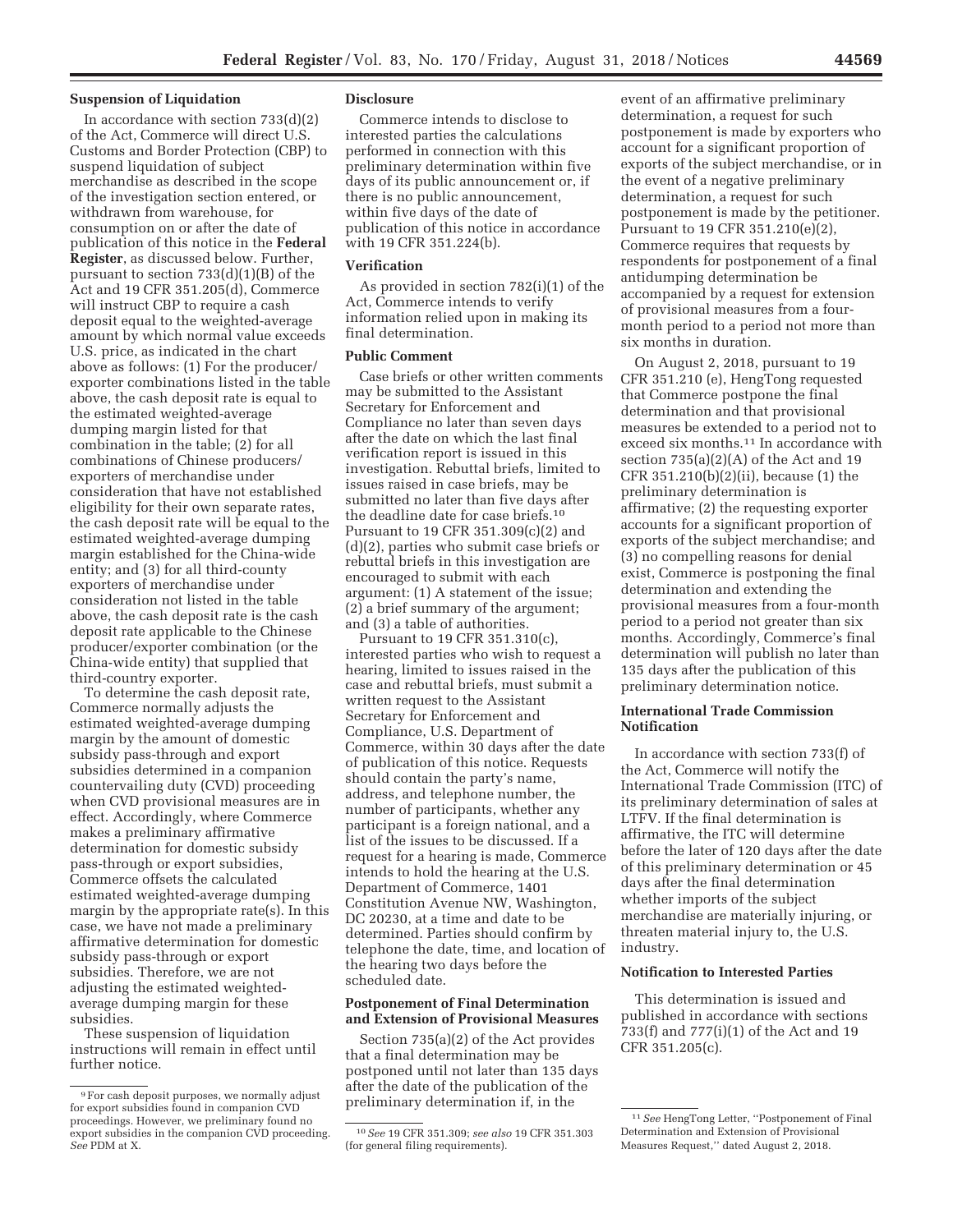## Suspension of Liquidation

In accordance with section 733(d)(2) of the Act, Commerce will direct U.S. Customs and Border Protection (CBP) to suspend liquidation of subject merchandise as described in the scope of the investigation section entered, or withdrawn from warehouse, for consumption on or after the date of publication of this notice in the **Federal Register**, as discussed below. Further, pursuant to section 733(d)(1)(B) of the Act and 19 CFR 351.205(d), Commerce will instruct CBP to require a cash deposit equal to the weighted-average amount by which normal value exceeds U.S. price, as indicated in the chart above as follows: (1) For the producer/exporter combinations listed in the table above, the cash deposit rate is equal to the estimated weighted-average dumping margin listed for that combination in the table; (2) for all combinations of Chinese producers/exporters of merchandise under consideration that have not established eligibility for their own separate rates, the cash deposit rate will be equal to the estimated weighted-average dumping margin established for the China-wide entity; and (3) for all third-county exporters of merchandise under consideration not listed in the table above, the cash deposit rate is the cash deposit rate applicable to the Chinese producer/exporter combination (or the China-wide entity) that supplied that third-country exporter.

To determine the cash deposit rate, Commerce normally adjusts the estimated weighted-average dumping margin by the amount of domestic subsidy pass-through and export subsidies determined in a companion countervailing duty (CVD) proceeding when CVD provisional measures are in effect. Accordingly, where Commerce makes a preliminary affirmative determination for domestic subsidy pass-through or export subsidies, Commerce offsets the calculated estimated weighted-average dumping margin by the appropriate rate(s). In this case, we have not made a preliminary affirmative determination for domestic subsidy pass-through or export subsidies. Therefore, we are not adjusting the estimated weighted-average dumping margin for these subsidies.

These suspension of liquidation instructions will remain in effect until further notice.

## Disclosure

Commerce intends to disclose to interested parties the calculations performed in connection with this preliminary determination within five days of its public announcement or, if there is no public announcement, within five days of the date of publication of this notice in accordance with 19 CFR 351.224(b).

## Verification

As provided in section 782(i)(1) of the Act, Commerce intends to verify information relied upon in making its final determination.

## Public Comment

Case briefs or other written comments may be submitted to the Assistant Secretary for Enforcement and Compliance no later than seven days after the date on which the last final verification report is issued in this investigation. Rebuttal briefs, limited to issues raised in case briefs, may be submitted no later than five days after the deadline date for case briefs.[10] Pursuant to 19 CFR 351.309(c)(2) and (d)(2), parties who submit case briefs or rebuttal briefs in this investigation are encouraged to submit with each argument: (1) A statement of the issue; (2) a brief summary of the argument; and (3) a table of authorities.

Pursuant to 19 CFR 351.310(c), interested parties who wish to request a hearing, limited to issues raised in the case and rebuttal briefs, must submit a written request to the Assistant Secretary for Enforcement and Compliance, U.S. Department of Commerce, within 30 days after the date of publication of this notice. Requests should contain the party's name, address, and telephone number, the number of participants, whether any participant is a foreign national, and a list of the issues to be discussed. If a request for a hearing is made, Commerce intends to hold the hearing at the U.S. Department of Commerce, 1401 Constitution Avenue NW, Washington, DC 20230, at a time and date to be determined. Parties should confirm by telephone the date, time, and location of the hearing two days before the scheduled date.

## Postponement of Final Determination and Extension of Provisional Measures

Section 735(a)(2) of the Act provides that a final determination may be postponed until not later than 135 days after the date of the publication of the preliminary determination if, in the event of an affirmative preliminary determination, a request for such postponement is made by exporters who account for a significant proportion of exports of the subject merchandise, or in the event of a negative preliminary determination, a request for such postponement is made by the petitioner. Pursuant to 19 CFR 351.210(e)(2), Commerce requires that requests by respondents for postponement of a final antidumping determination be accompanied by a request for extension of provisional measures from a four-month period to a period not more than six months in duration.

On August 2, 2018, pursuant to 19 CFR 351.210 (e), HengTong requested that Commerce postpone the final determination and that provisional measures be extended to a period not to exceed six months.[11] In accordance with section 735(a)(2)(A) of the Act and 19 CFR 351.210(b)(2)(ii), because (1) the preliminary determination is affirmative; (2) the requesting exporter accounts for a significant proportion of exports of the subject merchandise; and (3) no compelling reasons for denial exist, Commerce is postponing the final determination and extending the provisional measures from a four-month period to a period not greater than six months. Accordingly, Commerce's final determination will publish no later than 135 days after the publication of this preliminary determination notice.

## International Trade Commission Notification

In accordance with section 733(f) of the Act, Commerce will notify the International Trade Commission (ITC) of its preliminary determination of sales at LTFV. If the final determination is affirmative, the ITC will determine before the later of 120 days after the date of this preliminary determination or 45 days after the final determination whether imports of the subject merchandise are materially injuring, or threaten material injury to, the U.S. industry.

## Notification to Interested Parties

This determination is issued and published in accordance with sections 733(f) and 777(i)(1) of the Act and 19 CFR 351.205(c).

---

[9] For cash deposit purposes, we normally adjust for export subsidies found in companion CVD proceedings. However, we preliminary found no export subsidies in the companion CVD proceeding. *See* PDM at X.

[10] *See* 19 CFR 351.309; *see also* 19 CFR 351.303 (for general filing requirements).

[11] *See* HengTong Letter, "Postponement of Final Determination and Extension of Provisional Measures Request," dated August 2, 2018.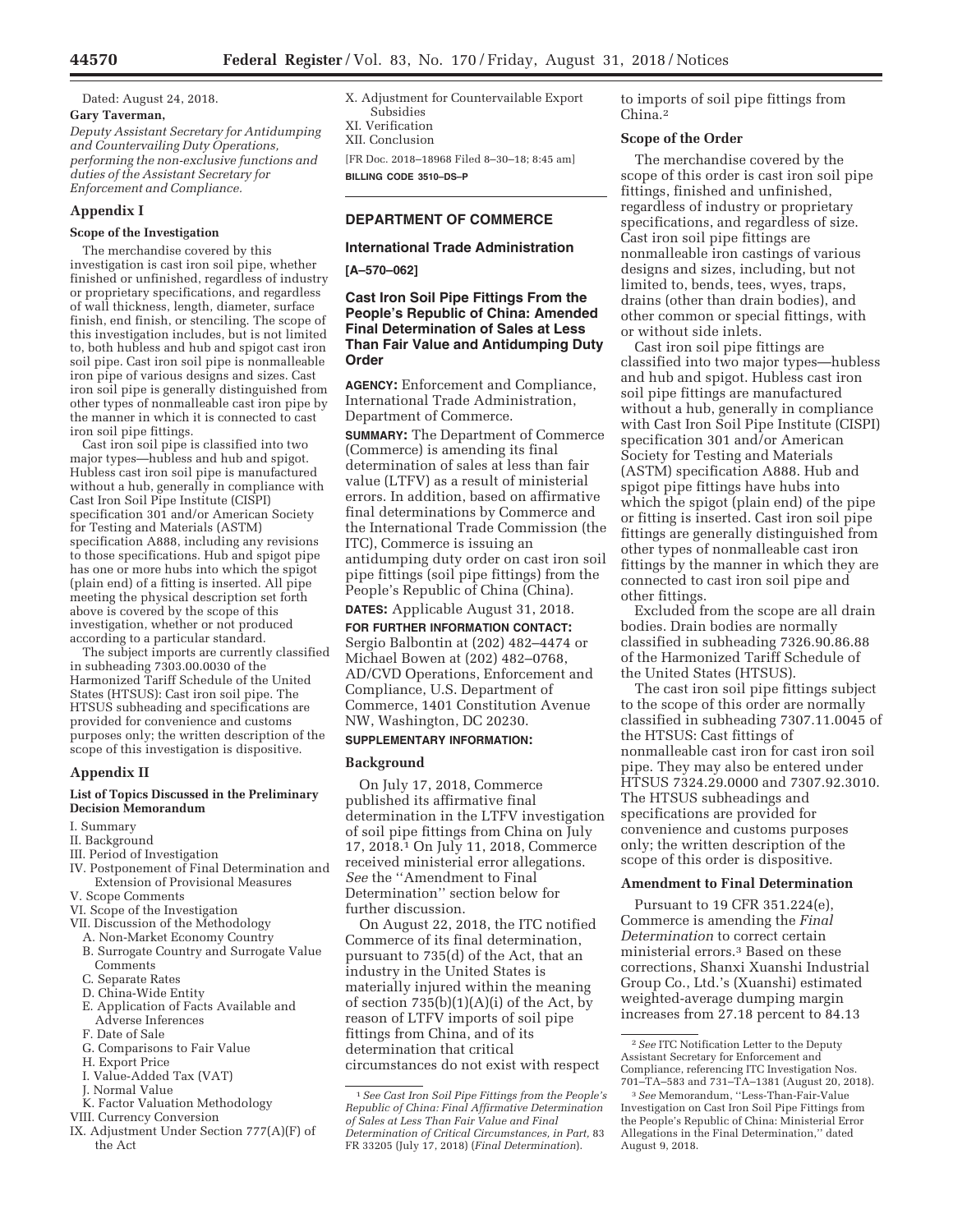Dated: August 24, 2018.

**Gary Taverman,**

*Deputy Assistant Secretary for Antidumping and Countervailing Duty Operations, performing the non-exclusive functions and duties of the Assistant Secretary for Enforcement and Compliance.*

## Appendix I

### Scope of the Investigation

The merchandise covered by this investigation is cast iron soil pipe, whether finished or unfinished, regardless of industry or proprietary specifications, and regardless of wall thickness, length, diameter, surface finish, end finish, or stenciling. The scope of this investigation includes, but is not limited to, both hubless and hub and spigot cast iron soil pipe. Cast iron soil pipe is nonmalleable iron pipe of various designs and sizes. Cast iron soil pipe is generally distinguished from other types of nonmalleable cast iron pipe by the manner in which it is connected to cast iron soil pipe fittings.

Cast iron soil pipe is classified into two major types—hubless and hub and spigot. Hubless cast iron soil pipe is manufactured without a hub, generally in compliance with Cast Iron Soil Pipe Institute (CISPI) specification 301 and/or American Society for Testing and Materials (ASTM) specification A888, including any revisions to those specifications. Hub and spigot pipe has one or more hubs into which the spigot (plain end) of a fitting is inserted. All pipe meeting the physical description set forth above is covered by the scope of this investigation, whether or not produced according to a particular standard.

The subject imports are currently classified in subheading 7303.00.0030 of the Harmonized Tariff Schedule of the United States (HTSUS): Cast iron soil pipe. The HTSUS subheading and specifications are provided for convenience and customs purposes only; the written description of the scope of this investigation is dispositive.

## Appendix II

### List of Topics Discussed in the Preliminary Decision Memorandum

I. Summary
II. Background
III. Period of Investigation
IV. Postponement of Final Determination and Extension of Provisional Measures
V. Scope Comments
VI. Scope of the Investigation
VII. Discussion of the Methodology
  A. Non-Market Economy Country
  B. Surrogate Country and Surrogate Value Comments
  C. Separate Rates
  D. China-Wide Entity
  E. Application of Facts Available and Adverse Inferences
  F. Date of Sale
  G. Comparisons to Fair Value
  H. Export Price
  I. Value-Added Tax (VAT)
  J. Normal Value
  K. Factor Valuation Methodology
VIII. Currency Conversion
IX. Adjustment Under Section 777(A)(F) of the Act
X. Adjustment for Countervailable Export Subsidies
XI. Verification
XII. Conclusion

[FR Doc. 2018–18968 Filed 8–30–18; 8:45 am]

**BILLING CODE 3510–DS–P**

---

## DEPARTMENT OF COMMERCE

### International Trade Administration

**[A–570–062]**

### Cast Iron Soil Pipe Fittings From the People's Republic of China: Amended Final Determination of Sales at Less Than Fair Value and Antidumping Duty Order

**AGENCY:** Enforcement and Compliance, International Trade Administration, Department of Commerce.

**SUMMARY:** The Department of Commerce (Commerce) is amending its final determination of sales at less than fair value (LTFV) as a result of ministerial errors. In addition, based on affirmative final determinations by Commerce and the International Trade Commission (the ITC), Commerce is issuing an antidumping duty order on cast iron soil pipe fittings (soil pipe fittings) from the People's Republic of China (China).

**DATES:** Applicable August 31, 2018.

**FOR FURTHER INFORMATION CONTACT:** Sergio Balbontin at (202) 482–4474 or Michael Bowen at (202) 482–0768, AD/CVD Operations, Enforcement and Compliance, U.S. Department of Commerce, 1401 Constitution Avenue NW, Washington, DC 20230.

**SUPPLEMENTARY INFORMATION:**

### Background

On July 17, 2018, Commerce published its affirmative final determination in the LTFV investigation of soil pipe fittings from China on July 17, 2018.[1] On July 11, 2018, Commerce received ministerial error allegations. *See* the ''Amendment to Final Determination'' section below for further discussion.

On August 22, 2018, the ITC notified Commerce of its final determination, pursuant to 735(d) of the Act, that an industry in the United States is materially injured within the meaning of section 735(b)(1)(A)(i) of the Act, by reason of LTFV imports of soil pipe fittings from China, and of its determination that critical circumstances do not exist with respect to imports of soil pipe fittings from China.[2]

### Scope of the Order

The merchandise covered by the scope of this order is cast iron soil pipe fittings, finished and unfinished, regardless of industry or proprietary specifications, and regardless of size. Cast iron soil pipe fittings are nonmalleable iron castings of various designs and sizes, including, but not limited to, bends, tees, wyes, traps, drains (other than drain bodies), and other common or special fittings, with or without side inlets.

Cast iron soil pipe fittings are classified into two major types—hubless and hub and spigot. Hubless cast iron soil pipe fittings are manufactured without a hub, generally in compliance with Cast Iron Soil Pipe Institute (CISPI) specification 301 and/or American Society for Testing and Materials (ASTM) specification A888. Hub and spigot pipe fittings have hubs into which the spigot (plain end) of the pipe or fitting is inserted. Cast iron soil pipe fittings are generally distinguished from other types of nonmalleable cast iron fittings by the manner in which they are connected to cast iron soil pipe and other fittings.

Excluded from the scope are all drain bodies. Drain bodies are normally classified in subheading 7326.90.86.88 of the Harmonized Tariff Schedule of the United States (HTSUS).

The cast iron soil pipe fittings subject to the scope of this order are normally classified in subheading 7307.11.0045 of the HTSUS: Cast fittings of nonmalleable cast iron for cast iron soil pipe. They may also be entered under HTSUS 7324.29.0000 and 7307.92.3010. The HTSUS subheadings and specifications are provided for convenience and customs purposes only; the written description of the scope of this order is dispositive.

### Amendment to Final Determination

Pursuant to 19 CFR 351.224(e), Commerce is amending the *Final Determination* to correct certain ministerial errors.[3] Based on these corrections, Shanxi Xuanshi Industrial Group Co., Ltd.'s (Xuanshi) estimated weighted-average dumping margin increases from 27.18 percent to 84.13

---

[1] *See Cast Iron Soil Pipe Fittings from the People's Republic of China: Final Affirmative Determination of Sales at Less Than Fair Value and Final Determination of Critical Circumstances, in Part,* 83 FR 33205 (July 17, 2018) (*Final Determination*).

[2] *See* ITC Notification Letter to the Deputy Assistant Secretary for Enforcement and Compliance, referencing ITC Investigation Nos. 701–TA–583 and 731–TA–1381 (August 20, 2018).

[3] *See* Memorandum, ''Less-Than-Fair-Value Investigation on Cast Iron Soil Pipe Fittings from the People's Republic of China: Ministerial Error Allegations in the Final Determination,'' dated August 9, 2018.